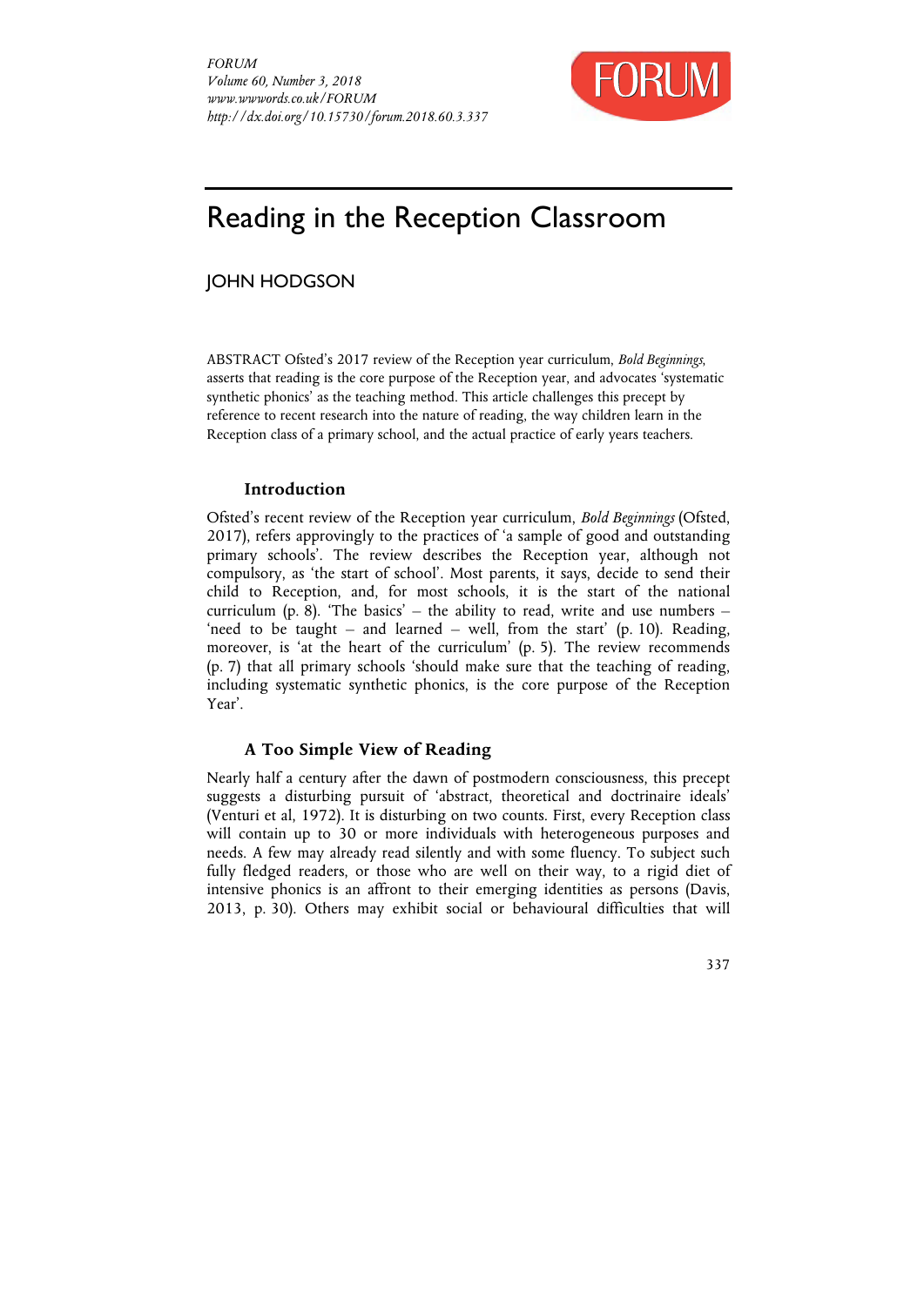# Reading in the Reception Classroom

## JOHN HODGSON

ABSTRACT Ofsted's 2017 review of the Reception year curriculum, *Bold Beginnings*, asserts that reading is the core purpose of the Reception year, and advocates 'systematic synthetic phonics' as the teaching method. This article challenges this precept by reference to recent research into the nature of reading, the way children learn in the Reception class of a primary school, and the actual practice of early years teachers.

### Introduction

Ofsted's recent review of the Reception year curriculum, *Bold Beginnings* (Ofsted, 2017), refers approvingly to the practices of 'a sample of good and outstanding primary schools'. The review describes the Reception year, although not compulsory, as 'the start of school'. Most parents, it says, decide to send their child to Reception, and, for most schools, it is the start of the national curriculum (p. 8). 'The basics' – the ability to read, write and use numbers – 'need to be taught – and learned – well, from the start' (p. 10). Reading, moreover, is 'at the heart of the curriculum' (p. 5). The review recommends (p. 7) that all primary schools 'should make sure that the teaching of reading, including systematic synthetic phonics, is the core purpose of the Reception Year'.

### A Too Simple View of Reading

Nearly half a century after the dawn of postmodern consciousness, this precept suggests a disturbing pursuit of 'abstract, theoretical and doctrinaire ideals' (Venturi et al, 1972). It is disturbing on two counts. First, every Reception class will contain up to 30 or more individuals with heterogeneous purposes and needs. A few may already read silently and with some fluency. To subject such fully fledged readers, or those who are well on their way, to a rigid diet of intensive phonics is an affront to their emerging identities as persons (Davis, 2013, p. 30). Others may exhibit social or behavioural difficulties that will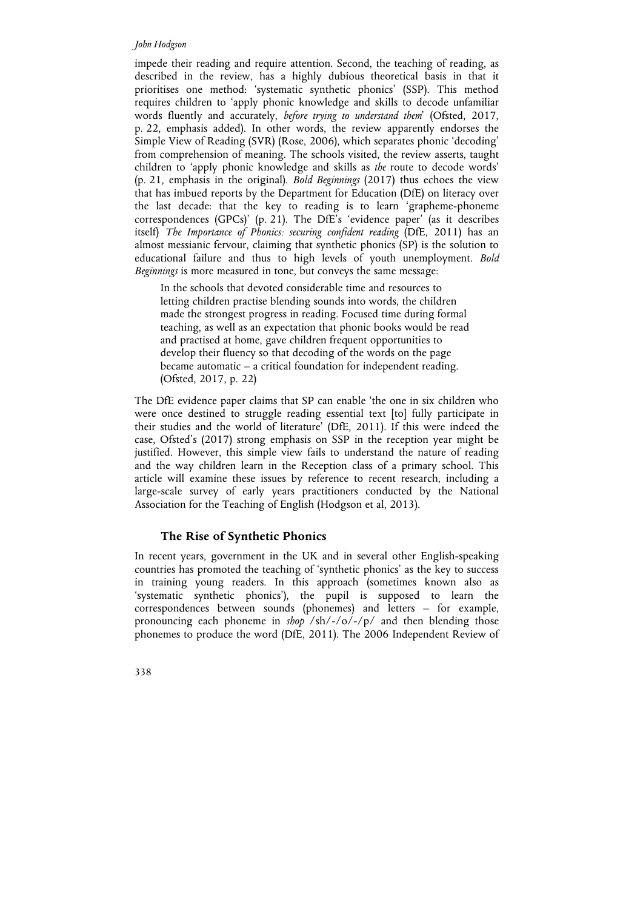impede their reading and require attention. Second, the teaching of reading, as described in the review, has a highly dubious theoretical basis in that it prioritises one method: 'systematic synthetic phonics' (SSP). This method requires children to 'apply phonic knowledge and skills to decode unfamiliar words fluently and accurately, *before trying to understand them*' (Ofsted, 2017, p. 22, emphasis added). In other words, the review apparently endorses the Simple View of Reading (SVR) (Rose, 2006), which separates phonic 'decoding' from comprehension of meaning. The schools visited, the review asserts, taught children to 'apply phonic knowledge and skills as *the* route to decode words' (p. 21, emphasis in the original). *Bold Beginnings* (2017) thus echoes the view that has imbued reports by the Department for Education (DfE) on literacy over the last decade: that the key to reading is to learn 'grapheme-phoneme correspondences (GPCs)' (p. 21). The DfE's 'evidence paper' (as it describes itself) *The Importance of Phonics: securing confident reading* (DfE, 2011) has an almost messianic fervour, claiming that synthetic phonics (SP) is the solution to educational failure and thus to high levels of youth unemployment. *Bold Beginnings* is more measured in tone, but conveys the same message:

> In the schools that devoted considerable time and resources to letting children practise blending sounds into words, the children made the strongest progress in reading. Focused time during formal teaching, as well as an expectation that phonic books would be read and practised at home, gave children frequent opportunities to develop their fluency so that decoding of the words on the page became automatic – a critical foundation for independent reading. (Ofsted, 2017, p. 22)

The DfE evidence paper claims that SP can enable 'the one in six children who were once destined to struggle reading essential text [to] fully participate in their studies and the world of literature' (DfE, 2011). If this were indeed the case, Ofsted's (2017) strong emphasis on SSP in the reception year might be justified. However, this simple view fails to understand the nature of reading and the way children learn in the Reception class of a primary school. This article will examine these issues by reference to recent research, including a large-scale survey of early years practitioners conducted by the National Association for the Teaching of English (Hodgson et al, 2013).

## The Rise of Synthetic Phonics

In recent years, government in the UK and in several other English-speaking countries has promoted the teaching of 'synthetic phonics' as the key to success in training young readers. In this approach (sometimes known also as 'systematic synthetic phonics'), the pupil is supposed to learn the correspondences between sounds (phonemes) and letters – for example, pronouncing each phoneme in *shop* /sh/-/o/-/p/ and then blending those phonemes to produce the word (DfE, 2011). The 2006 Independent Review of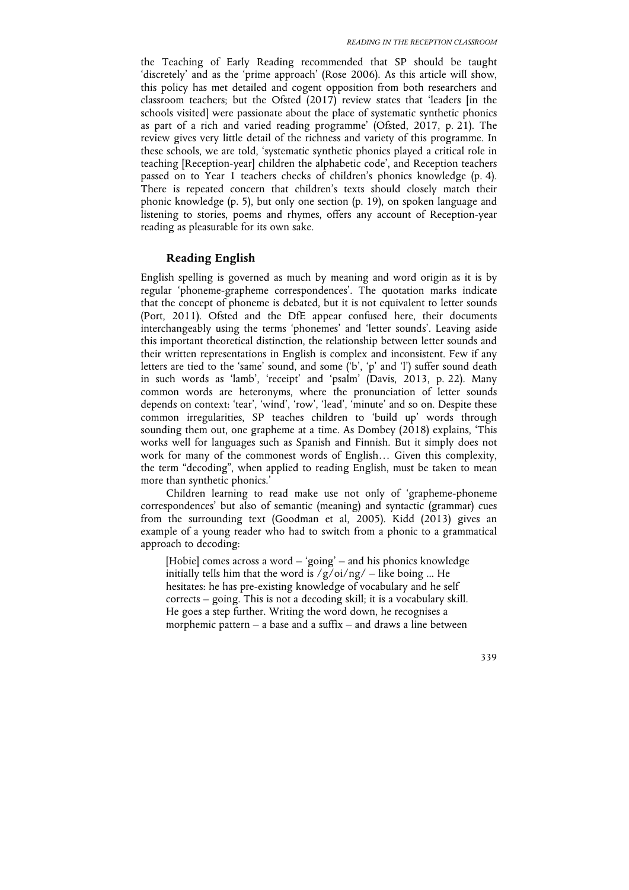the Teaching of Early Reading recommended that SP should be taught 'discretely' and as the 'prime approach' (Rose 2006). As this article will show, this policy has met detailed and cogent opposition from both researchers and classroom teachers; but the Ofsted (2017) review states that 'leaders [in the schools visited] were passionate about the place of systematic synthetic phonics as part of a rich and varied reading programme' (Ofsted, 2017, p. 21). The review gives very little detail of the richness and variety of this programme. In these schools, we are told, 'systematic synthetic phonics played a critical role in teaching [Reception-year] children the alphabetic code', and Reception teachers passed on to Year 1 teachers checks of children's phonics knowledge (p. 4). There is repeated concern that children's texts should closely match their phonic knowledge (p. 5), but only one section (p. 19), on spoken language and listening to stories, poems and rhymes, offers any account of Reception-year reading as pleasurable for its own sake.

## Reading English

English spelling is governed as much by meaning and word origin as it is by regular 'phoneme-grapheme correspondences'. The quotation marks indicate that the concept of phoneme is debated, but it is not equivalent to letter sounds (Port, 2011). Ofsted and the DfE appear confused here, their documents interchangeably using the terms 'phonemes' and 'letter sounds'. Leaving aside this important theoretical distinction, the relationship between letter sounds and their written representations in English is complex and inconsistent. Few if any letters are tied to the 'same' sound, and some ('b', 'p' and 'l') suffer sound death in such words as 'lamb', 'receipt' and 'psalm' (Davis, 2013, p. 22). Many common words are heteronyms, where the pronunciation of letter sounds depends on context: 'tear', 'wind', 'row', 'lead', 'minute' and so on. Despite these common irregularities, SP teaches children to 'build up' words through sounding them out, one grapheme at a time. As Dombey (2018) explains, 'This works well for languages such as Spanish and Finnish. But it simply does not work for many of the commonest words of English… Given this complexity, the term "decoding", when applied to reading English, must be taken to mean more than synthetic phonics.'

Children learning to read make use not only of 'grapheme-phoneme correspondences' but also of semantic (meaning) and syntactic (grammar) cues from the surrounding text (Goodman et al, 2005). Kidd (2013) gives an example of a young reader who had to switch from a phonic to a grammatical approach to decoding:

> [Hobie] comes across a word – 'going' – and his phonics knowledge initially tells him that the word is /g/oi/ng/ – like boing ... He hesitates: he has pre-existing knowledge of vocabulary and he self corrects – going. This is not a decoding skill; it is a vocabulary skill. He goes a step further. Writing the word down, he recognises a morphemic pattern – a base and a suffix – and draws a line between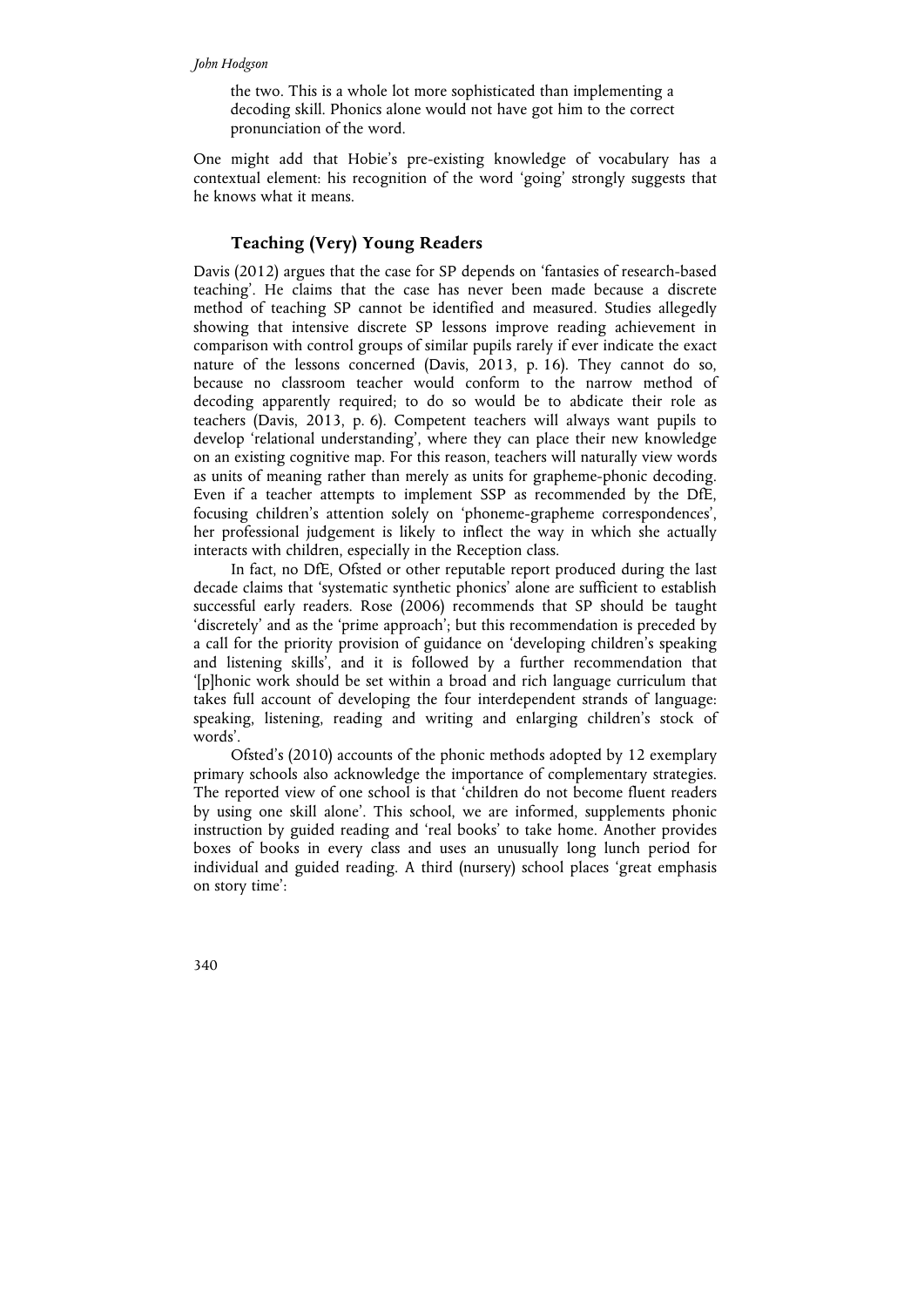the two. This is a whole lot more sophisticated than implementing a decoding skill. Phonics alone would not have got him to the correct pronunciation of the word.

One might add that Hobie's pre-existing knowledge of vocabulary has a contextual element: his recognition of the word 'going' strongly suggests that he knows what it means.

## Teaching (Very) Young Readers

Davis (2012) argues that the case for SP depends on 'fantasies of research-based teaching'. He claims that the case has never been made because a discrete method of teaching SP cannot be identified and measured. Studies allegedly showing that intensive discrete SP lessons improve reading achievement in comparison with control groups of similar pupils rarely if ever indicate the exact nature of the lessons concerned (Davis, 2013, p. 16). They cannot do so, because no classroom teacher would conform to the narrow method of decoding apparently required; to do so would be to abdicate their role as teachers (Davis, 2013, p. 6). Competent teachers will always want pupils to develop 'relational understanding', where they can place their new knowledge on an existing cognitive map. For this reason, teachers will naturally view words as units of meaning rather than merely as units for grapheme-phonic decoding. Even if a teacher attempts to implement SSP as recommended by the DfE, focusing children's attention solely on 'phoneme-grapheme correspondences', her professional judgement is likely to inflect the way in which she actually interacts with children, especially in the Reception class.

In fact, no DfE, Ofsted or other reputable report produced during the last decade claims that 'systematic synthetic phonics' alone are sufficient to establish successful early readers. Rose (2006) recommends that SP should be taught 'discretely' and as the 'prime approach'; but this recommendation is preceded by a call for the priority provision of guidance on 'developing children's speaking and listening skills', and it is followed by a further recommendation that '[p]honic work should be set within a broad and rich language curriculum that takes full account of developing the four interdependent strands of language: speaking, listening, reading and writing and enlarging children's stock of words'.

Ofsted's (2010) accounts of the phonic methods adopted by 12 exemplary primary schools also acknowledge the importance of complementary strategies. The reported view of one school is that 'children do not become fluent readers by using one skill alone'. This school, we are informed, supplements phonic instruction by guided reading and 'real books' to take home. Another provides boxes of books in every class and uses an unusually long lunch period for individual and guided reading. A third (nursery) school places 'great emphasis on story time':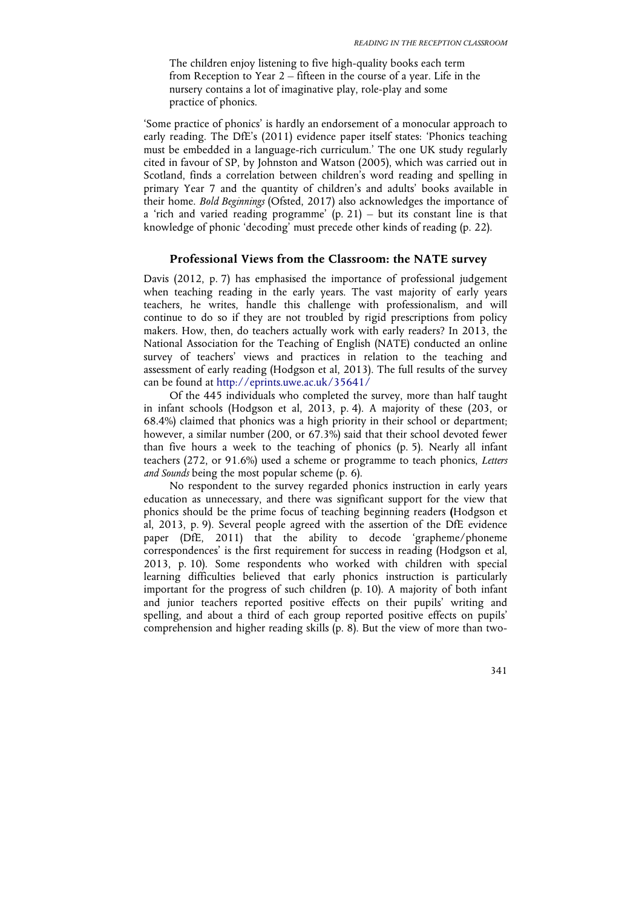> The children enjoy listening to five high-quality books each term from Reception to Year 2 – fifteen in the course of a year. Life in the nursery contains a lot of imaginative play, role-play and some practice of phonics.

'Some practice of phonics' is hardly an endorsement of a monocular approach to early reading. The DfE's (2011) evidence paper itself states: 'Phonics teaching must be embedded in a language-rich curriculum.' The one UK study regularly cited in favour of SP, by Johnston and Watson (2005), which was carried out in Scotland, finds a correlation between children's word reading and spelling in primary Year 7 and the quantity of children's and adults' books available in their home. *Bold Beginnings* (Ofsted, 2017) also acknowledges the importance of a 'rich and varied reading programme' (p. 21) – but its constant line is that knowledge of phonic 'decoding' must precede other kinds of reading (p. 22).

## Professional Views from the Classroom: the NATE survey

Davis (2012, p. 7) has emphasised the importance of professional judgement when teaching reading in the early years. The vast majority of early years teachers, he writes, handle this challenge with professionalism, and will continue to do so if they are not troubled by rigid prescriptions from policy makers. How, then, do teachers actually work with early readers? In 2013, the National Association for the Teaching of English (NATE) conducted an online survey of teachers' views and practices in relation to the teaching and assessment of early reading (Hodgson et al, 2013). The full results of the survey can be found at http://eprints.uwe.ac.uk/35641/

Of the 445 individuals who completed the survey, more than half taught in infant schools (Hodgson et al, 2013, p. 4). A majority of these (203, or 68.4%) claimed that phonics was a high priority in their school or department; however, a similar number (200, or 67.3%) said that their school devoted fewer than five hours a week to the teaching of phonics (p. 5). Nearly all infant teachers (272, or 91.6%) used a scheme or programme to teach phonics, *Letters and Sounds* being the most popular scheme (p. 6).

No respondent to the survey regarded phonics instruction in early years education as unnecessary, and there was significant support for the view that phonics should be the prime focus of teaching beginning readers **(**Hodgson et al, 2013, p. 9). Several people agreed with the assertion of the DfE evidence paper (DfE, 2011) that the ability to decode 'grapheme/phoneme correspondences' is the first requirement for success in reading (Hodgson et al, 2013, p. 10). Some respondents who worked with children with special learning difficulties believed that early phonics instruction is particularly important for the progress of such children (p. 10). A majority of both infant and junior teachers reported positive effects on their pupils' writing and spelling, and about a third of each group reported positive effects on pupils' comprehension and higher reading skills (p. 8). But the view of more than two-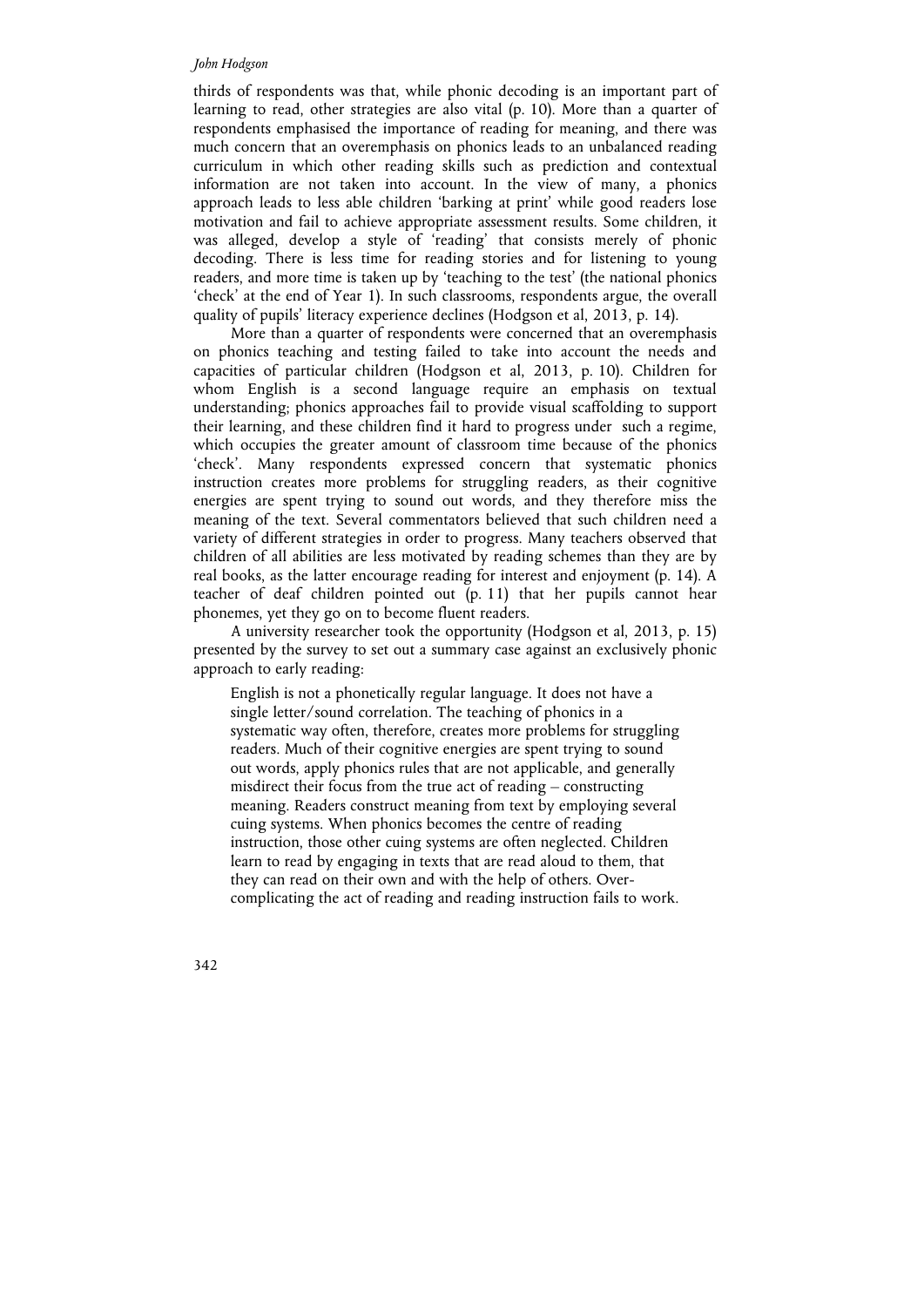thirds of respondents was that, while phonic decoding is an important part of learning to read, other strategies are also vital (p. 10). More than a quarter of respondents emphasised the importance of reading for meaning, and there was much concern that an overemphasis on phonics leads to an unbalanced reading curriculum in which other reading skills such as prediction and contextual information are not taken into account. In the view of many, a phonics approach leads to less able children 'barking at print' while good readers lose motivation and fail to achieve appropriate assessment results. Some children, it was alleged, develop a style of 'reading' that consists merely of phonic decoding. There is less time for reading stories and for listening to young readers, and more time is taken up by 'teaching to the test' (the national phonics 'check' at the end of Year 1). In such classrooms, respondents argue, the overall quality of pupils' literacy experience declines (Hodgson et al, 2013, p. 14).

More than a quarter of respondents were concerned that an overemphasis on phonics teaching and testing failed to take into account the needs and capacities of particular children (Hodgson et al, 2013, p. 10). Children for whom English is a second language require an emphasis on textual understanding; phonics approaches fail to provide visual scaffolding to support their learning, and these children find it hard to progress under such a regime, which occupies the greater amount of classroom time because of the phonics 'check'. Many respondents expressed concern that systematic phonics instruction creates more problems for struggling readers, as their cognitive energies are spent trying to sound out words, and they therefore miss the meaning of the text. Several commentators believed that such children need a variety of different strategies in order to progress. Many teachers observed that children of all abilities are less motivated by reading schemes than they are by real books, as the latter encourage reading for interest and enjoyment (p. 14). A teacher of deaf children pointed out (p. 11) that her pupils cannot hear phonemes, yet they go on to become fluent readers.

A university researcher took the opportunity (Hodgson et al, 2013, p. 15) presented by the survey to set out a summary case against an exclusively phonic approach to early reading:

> English is not a phonetically regular language. It does not have a single letter/sound correlation. The teaching of phonics in a systematic way often, therefore, creates more problems for struggling readers. Much of their cognitive energies are spent trying to sound out words, apply phonics rules that are not applicable, and generally misdirect their focus from the true act of reading – constructing meaning. Readers construct meaning from text by employing several cuing systems. When phonics becomes the centre of reading instruction, those other cuing systems are often neglected. Children learn to read by engaging in texts that are read aloud to them, that they can read on their own and with the help of others. Over-complicating the act of reading and reading instruction fails to work.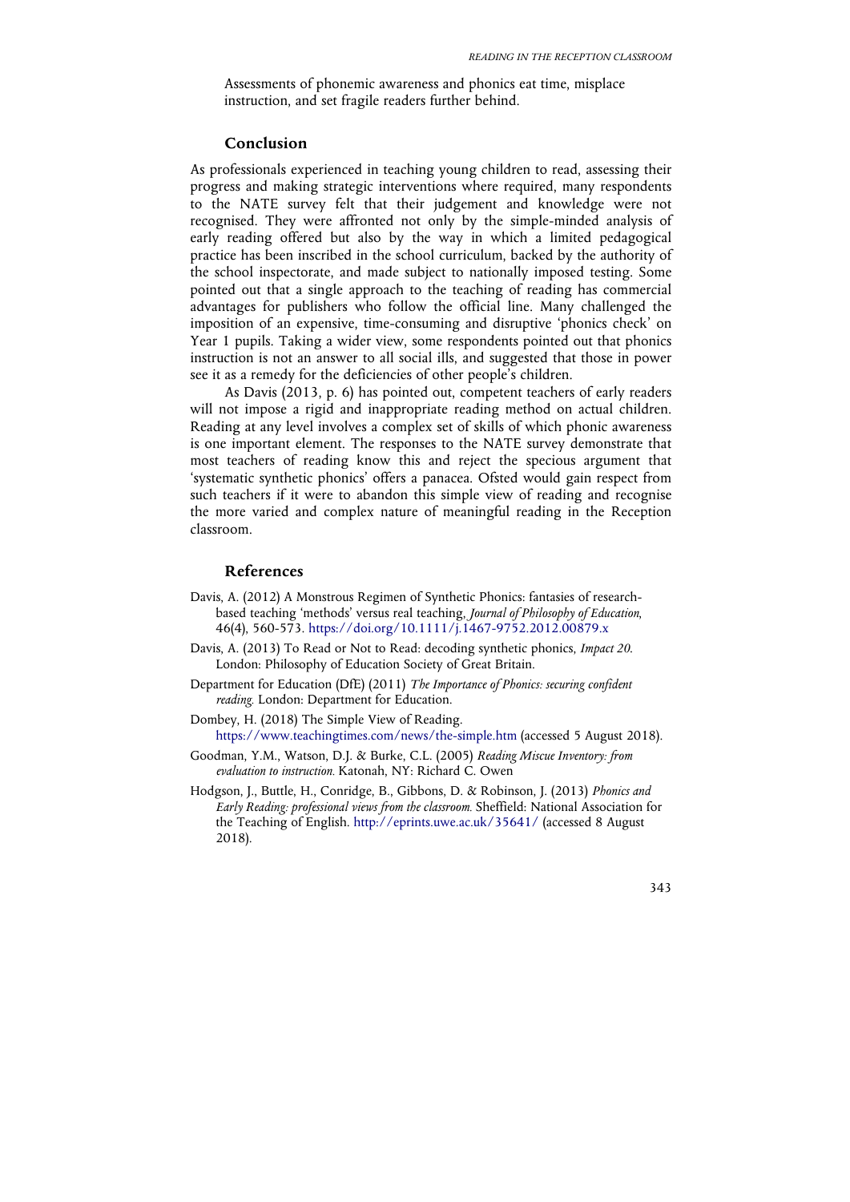Assessments of phonemic awareness and phonics eat time, misplace instruction, and set fragile readers further behind.

## Conclusion

As professionals experienced in teaching young children to read, assessing their progress and making strategic interventions where required, many respondents to the NATE survey felt that their judgement and knowledge were not recognised. They were affronted not only by the simple-minded analysis of early reading offered but also by the way in which a limited pedagogical practice has been inscribed in the school curriculum, backed by the authority of the school inspectorate, and made subject to nationally imposed testing. Some pointed out that a single approach to the teaching of reading has commercial advantages for publishers who follow the official line. Many challenged the imposition of an expensive, time-consuming and disruptive 'phonics check' on Year 1 pupils. Taking a wider view, some respondents pointed out that phonics instruction is not an answer to all social ills, and suggested that those in power see it as a remedy for the deficiencies of other people's children.

As Davis (2013, p. 6) has pointed out, competent teachers of early readers will not impose a rigid and inappropriate reading method on actual children. Reading at any level involves a complex set of skills of which phonic awareness is one important element. The responses to the NATE survey demonstrate that most teachers of reading know this and reject the specious argument that 'systematic synthetic phonics' offers a panacea. Ofsted would gain respect from such teachers if it were to abandon this simple view of reading and recognise the more varied and complex nature of meaningful reading in the Reception classroom.

## References

Davis, A. (2012) A Monstrous Regimen of Synthetic Phonics: fantasies of research-based teaching 'methods' versus real teaching, *Journal of Philosophy of Education*, 46(4), 560-573. https://doi.org/10.1111/j.1467-9752.2012.00879.x

Davis, A. (2013) To Read or Not to Read: decoding synthetic phonics, *Impact 20*. London: Philosophy of Education Society of Great Britain.

Department for Education (DfE) (2011) *The Importance of Phonics: securing confident reading.* London: Department for Education.

Dombey, H. (2018) The Simple View of Reading. https://www.teachingtimes.com/news/the-simple.htm (accessed 5 August 2018).

Goodman, Y.M., Watson, D.J. & Burke, C.L. (2005) *Reading Miscue Inventory: from evaluation to instruction.* Katonah, NY: Richard C. Owen

Hodgson, J., Buttle, H., Conridge, B., Gibbons, D. & Robinson, J. (2013) *Phonics and Early Reading: professional views from the classroom.* Sheffield: National Association for the Teaching of English. http://eprints.uwe.ac.uk/35641/ (accessed 8 August 2018).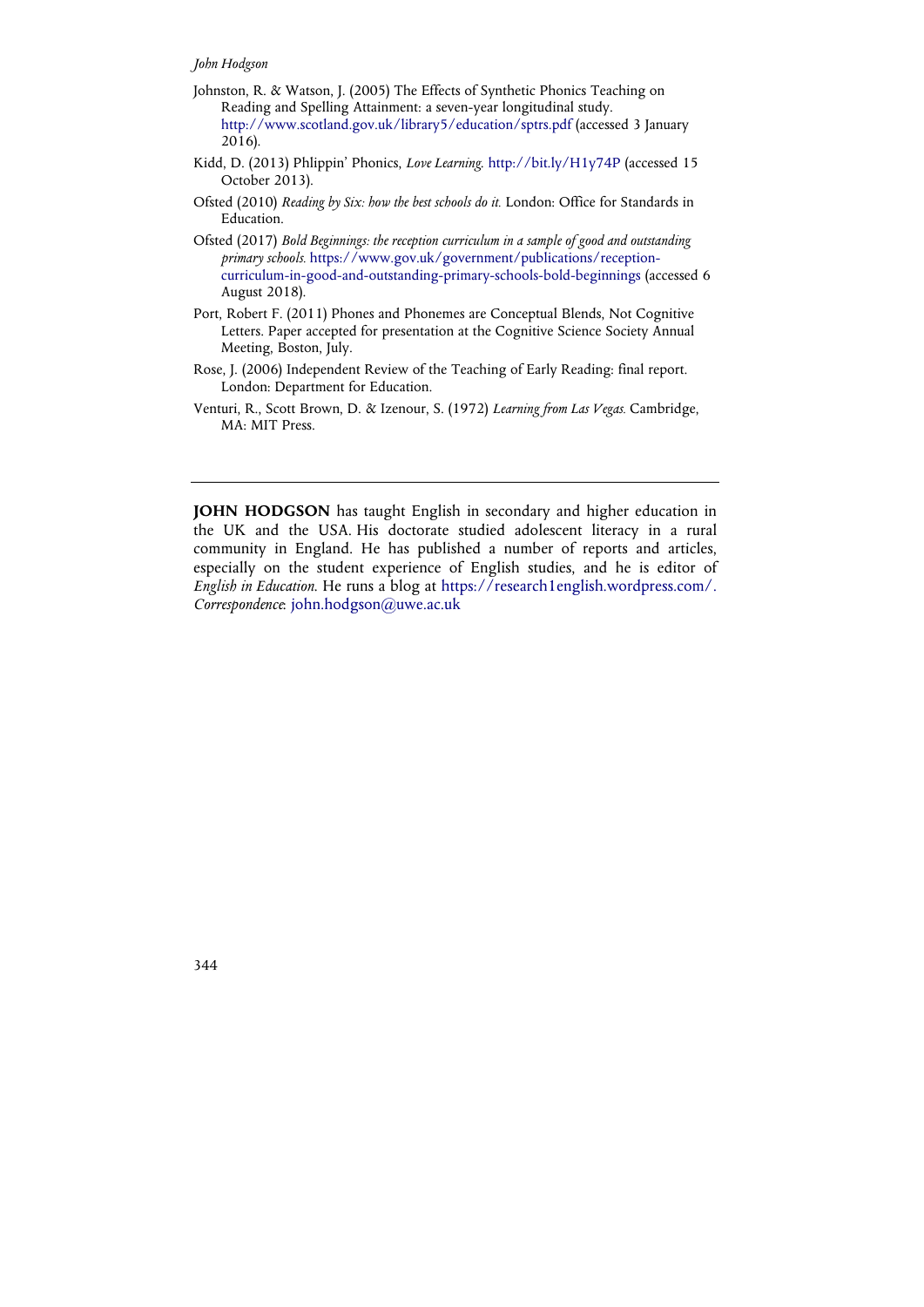Johnston, R. & Watson, J. (2005) The Effects of Synthetic Phonics Teaching on Reading and Spelling Attainment: a seven-year longitudinal study. http://www.scotland.gov.uk/library5/education/sptrs.pdf (accessed 3 January 2016).

Kidd, D. (2013) Phlippin' Phonics, *Love Learning.* http://bit.ly/H1y74P (accessed 15 October 2013).

Ofsted (2010) *Reading by Six: how the best schools do it.* London: Office for Standards in Education.

Ofsted (2017) *Bold Beginnings: the reception curriculum in a sample of good and outstanding primary schools.* https://www.gov.uk/government/publications/reception-curriculum-in-good-and-outstanding-primary-schools-bold-beginnings (accessed 6 August 2018).

Port, Robert F. (2011) Phones and Phonemes are Conceptual Blends, Not Cognitive Letters. Paper accepted for presentation at the Cognitive Science Society Annual Meeting, Boston, July.

Rose, J. (2006) Independent Review of the Teaching of Early Reading: final report. London: Department for Education.

Venturi, R., Scott Brown, D. & Izenour, S. (1972) *Learning from Las Vegas.* Cambridge, MA: MIT Press.

---

**JOHN HODGSON** has taught English in secondary and higher education in the UK and the USA. His doctorate studied adolescent literacy in a rural community in England. He has published a number of reports and articles, especially on the student experience of English studies, and he is editor of *English in Education*. He runs a blog at https://research1english.wordpress.com/. *Correspondence*: john.hodgson@uwe.ac.uk